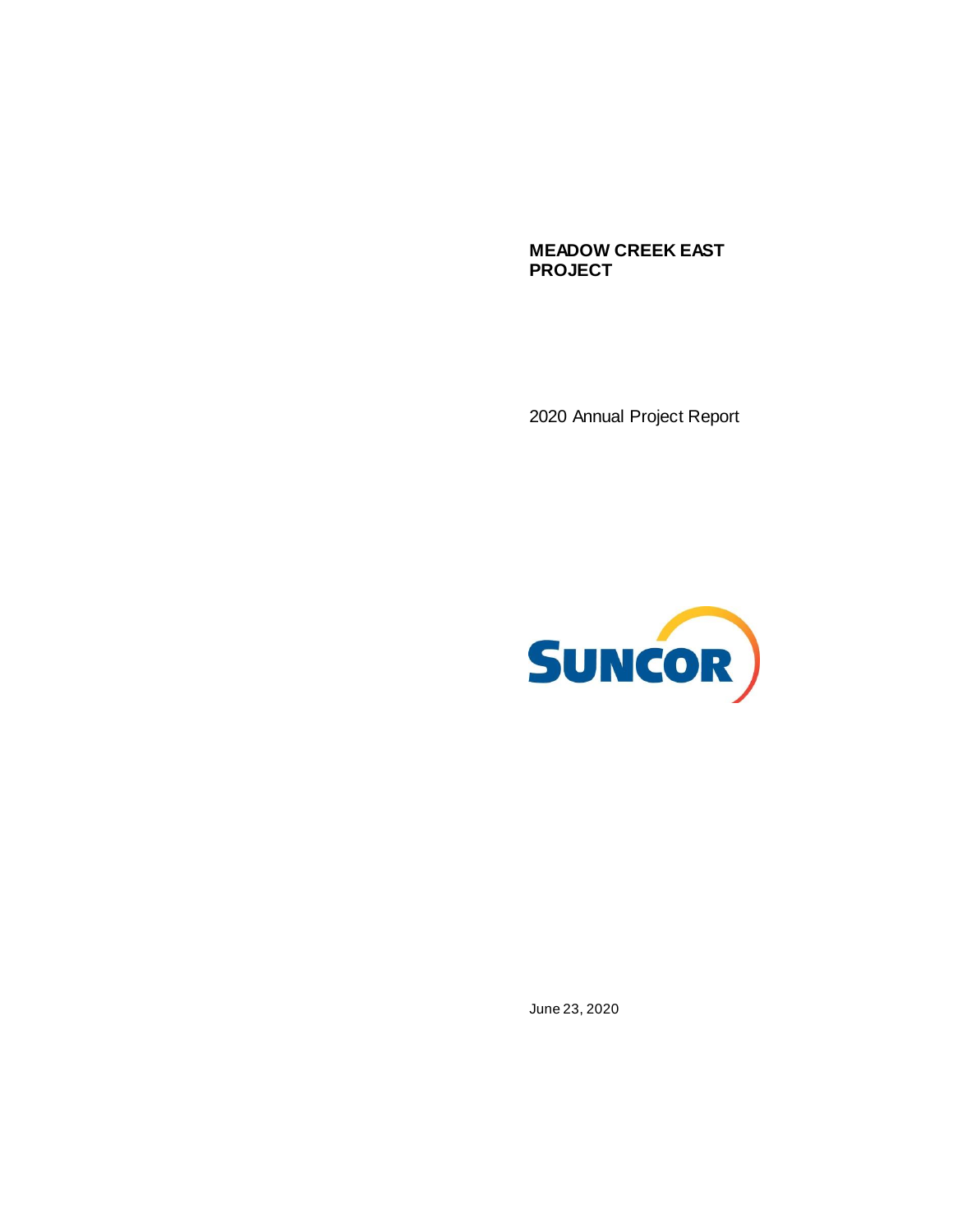# MEADOW CREEK EAST PROJECT

2020 Annual Project Report

SUNCOR

June 23, 2020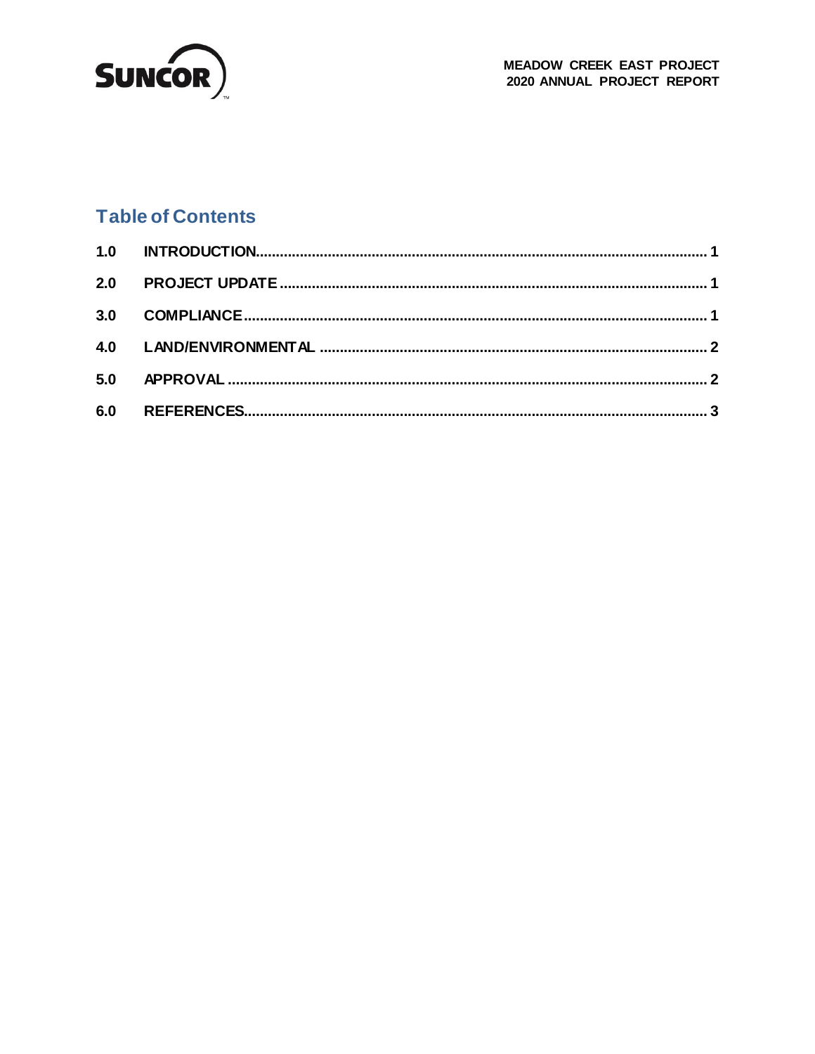## Table of Contents

| | | |
|---|---|---|
| 1.0 | INTRODUCTION | 1 |
| 2.0 | PROJECT UPDATE | 1 |
| 3.0 | COMPLIANCE | 1 |
| 4.0 | LAND/ENVIRONMENTAL | 2 |
| 5.0 | APPROVAL | 2 |
| 6.0 | REFERENCES | 3 |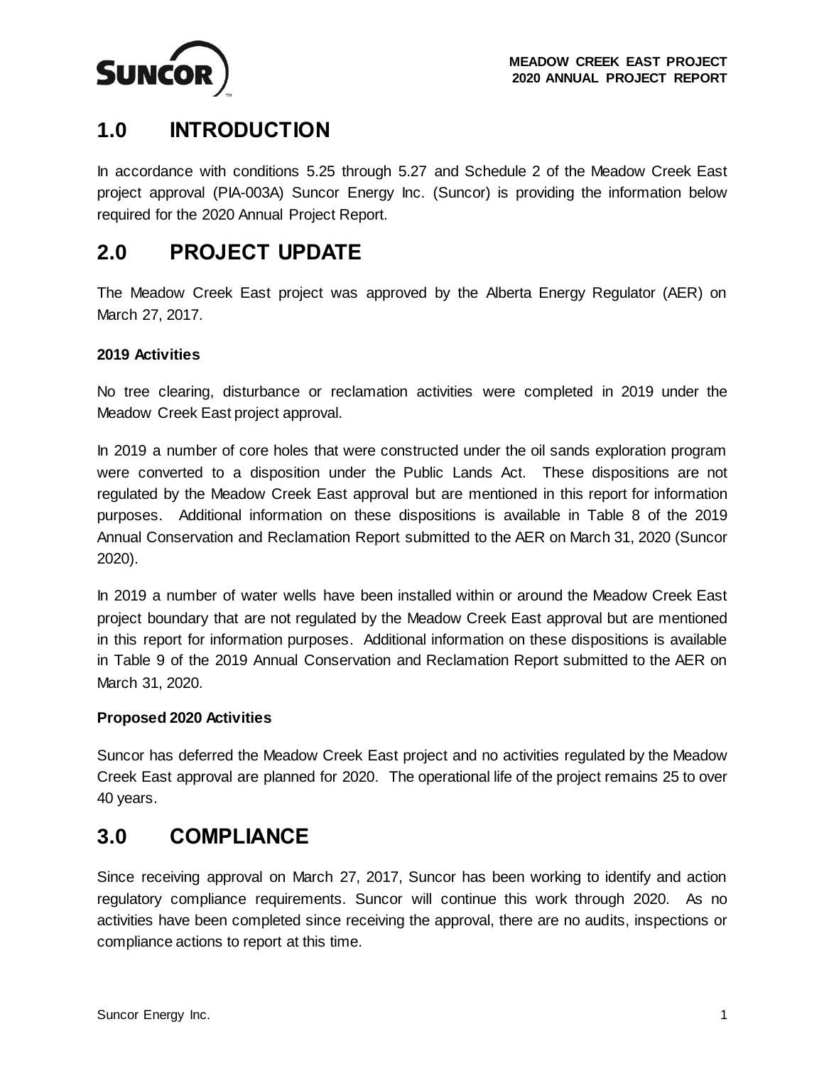## 1.0 INTRODUCTION

In accordance with conditions 5.25 through 5.27 and Schedule 2 of the Meadow Creek East project approval (PIA-003A) Suncor Energy Inc. (Suncor) is providing the information below required for the 2020 Annual Project Report.

## 2.0 PROJECT UPDATE

The Meadow Creek East project was approved by the Alberta Energy Regulator (AER) on March 27, 2017.

**2019 Activities**

No tree clearing, disturbance or reclamation activities were completed in 2019 under the Meadow Creek East project approval.

In 2019 a number of core holes that were constructed under the oil sands exploration program were converted to a disposition under the Public Lands Act. These dispositions are not regulated by the Meadow Creek East approval but are mentioned in this report for information purposes. Additional information on these dispositions is available in Table 8 of the 2019 Annual Conservation and Reclamation Report submitted to the AER on March 31, 2020 (Suncor 2020).

In 2019 a number of water wells have been installed within or around the Meadow Creek East project boundary that are not regulated by the Meadow Creek East approval but are mentioned in this report for information purposes. Additional information on these dispositions is available in Table 9 of the 2019 Annual Conservation and Reclamation Report submitted to the AER on March 31, 2020.

**Proposed 2020 Activities**

Suncor has deferred the Meadow Creek East project and no activities regulated by the Meadow Creek East approval are planned for 2020. The operational life of the project remains 25 to over 40 years.

## 3.0 COMPLIANCE

Since receiving approval on March 27, 2017, Suncor has been working to identify and action regulatory compliance requirements. Suncor will continue this work through 2020. As no activities have been completed since receiving the approval, there are no audits, inspections or compliance actions to report at this time.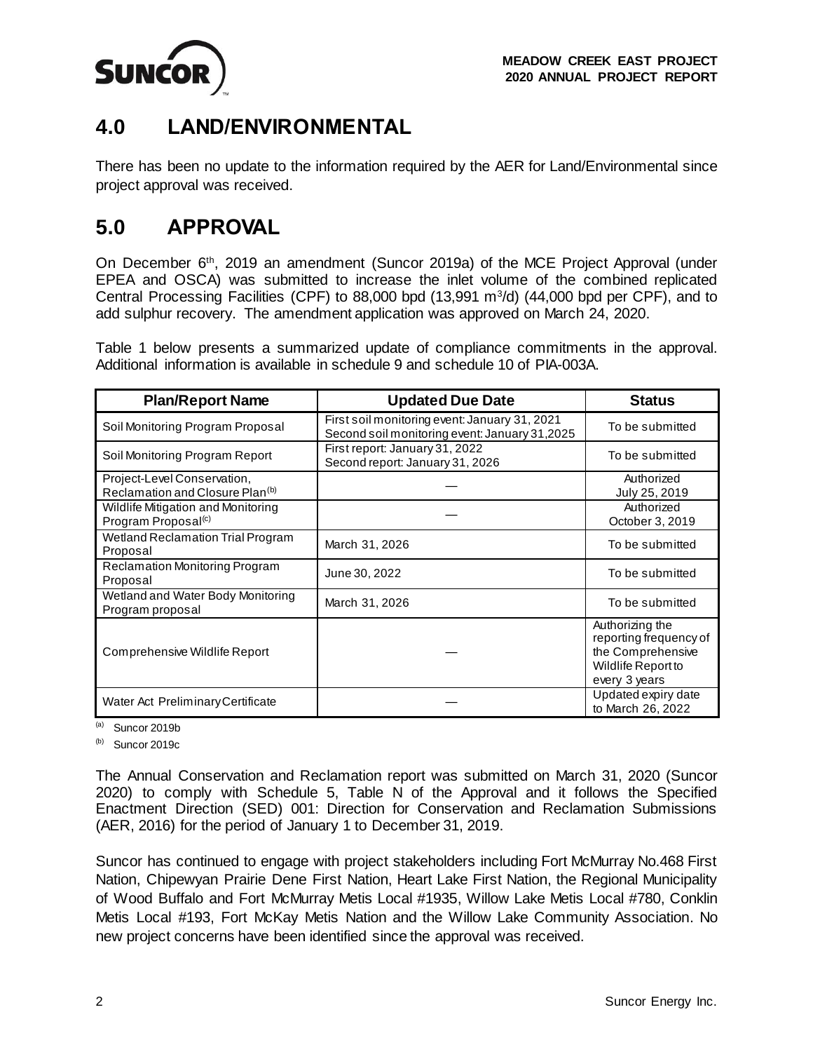# 4.0 LAND/ENVIRONMENTAL

There has been no update to the information required by the AER for Land/Environmental since project approval was received.

# 5.0 APPROVAL

On December 6th, 2019 an amendment (Suncor 2019a) of the MCE Project Approval (under EPEA and OSCA) was submitted to increase the inlet volume of the combined replicated Central Processing Facilities (CPF) to 88,000 bpd (13,991 $m^3$/d) (44,000 bpd per CPF), and to add sulphur recovery. The amendment application was approved on March 24, 2020.

Table 1 below presents a summarized update of compliance commitments in the approval. Additional information is available in schedule 9 and schedule 10 of PIA-003A.

| Plan/Report Name | Updated Due Date | Status |
|---|---|---|
| Soil Monitoring Program Proposal | First soil monitoring event: January 31, 2021<br>Second soil monitoring event: January 31,2025 | To be submitted |
| Soil Monitoring Program Report | First report: January 31, 2022<br>Second report: January 31, 2026 | To be submitted |
| Project-Level Conservation, Reclamation and Closure Plan[b] | — | Authorized<br>July 25, 2019 |
| Wildlife Mitigation and Monitoring Program Proposal[c] | — | Authorized<br>October 3, 2019 |
| Wetland Reclamation Trial Program Proposal | March 31, 2026 | To be submitted |
| Reclamation Monitoring Program Proposal | June 30, 2022 | To be submitted |
| Wetland and Water Body Monitoring Program proposal | March 31, 2026 | To be submitted |
| Comprehensive Wildlife Report | — | Authorizing the reporting frequency of the Comprehensive Wildlife Report to every 3 years |
| Water Act Preliminary Certificate | — | Updated expiry date to March 26, 2022 |

[a] Suncor 2019b

[b] Suncor 2019c

The Annual Conservation and Reclamation report was submitted on March 31, 2020 (Suncor 2020) to comply with Schedule 5, Table N of the Approval and it follows the Specified Enactment Direction (SED) 001: Direction for Conservation and Reclamation Submissions (AER, 2016) for the period of January 1 to December 31, 2019.

Suncor has continued to engage with project stakeholders including Fort McMurray No.468 First Nation, Chipewyan Prairie Dene First Nation, Heart Lake First Nation, the Regional Municipality of Wood Buffalo and Fort McMurray Metis Local #1935, Willow Lake Metis Local #780, Conklin Metis Local #193, Fort McKay Metis Nation and the Willow Lake Community Association. No new project concerns have been identified since the approval was received.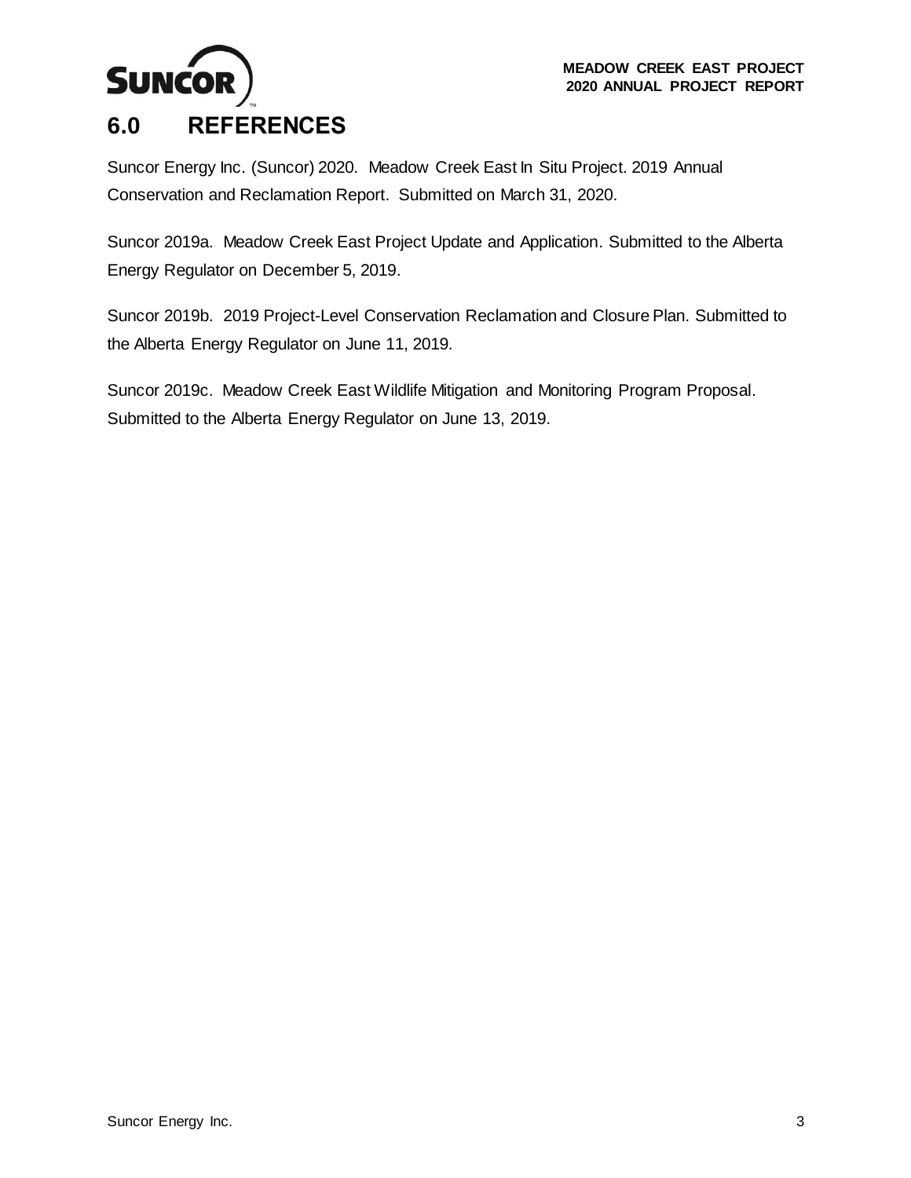# 6.0 REFERENCES

Suncor Energy Inc. (Suncor) 2020. Meadow Creek East In Situ Project. 2019 Annual Conservation and Reclamation Report. Submitted on March 31, 2020.

Suncor 2019a. Meadow Creek East Project Update and Application. Submitted to the Alberta Energy Regulator on December 5, 2019.

Suncor 2019b. 2019 Project-Level Conservation Reclamation and Closure Plan. Submitted to the Alberta Energy Regulator on June 11, 2019.

Suncor 2019c. Meadow Creek East Wildlife Mitigation and Monitoring Program Proposal. Submitted to the Alberta Energy Regulator on June 13, 2019.